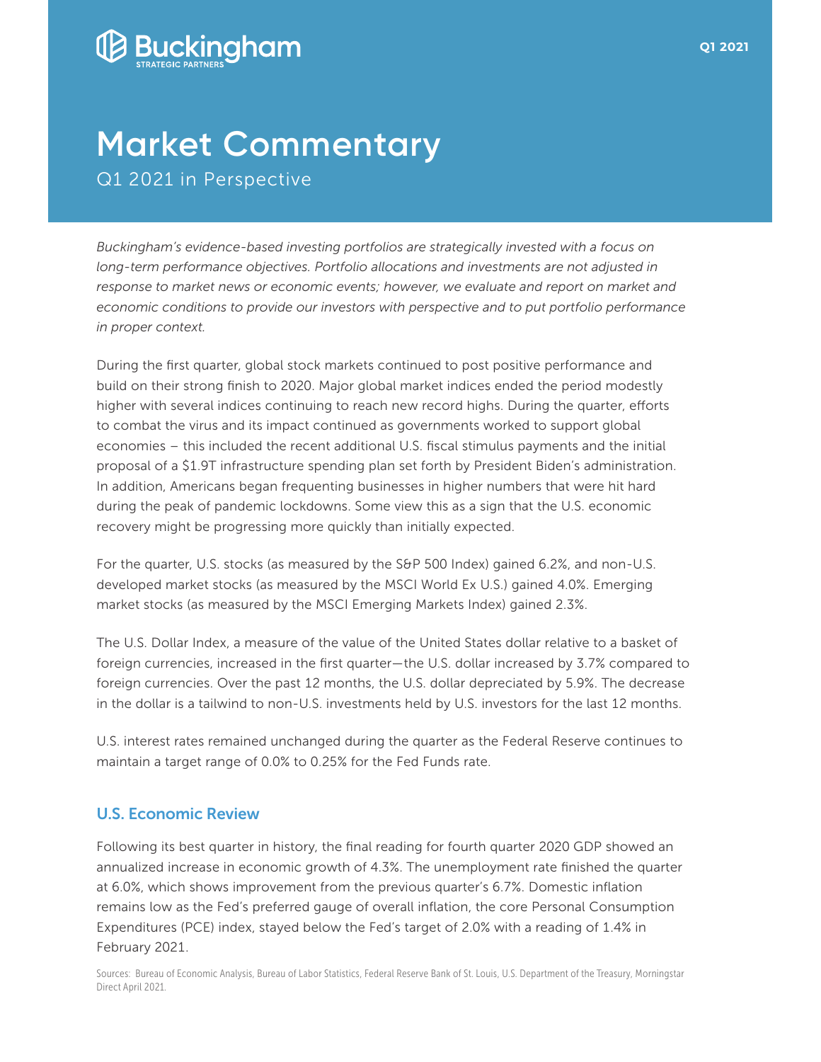# Market Commentary

Q1 2021 in Perspective

*Buckingham's evidence-based investing portfolios are strategically invested with a focus on long-term performance objectives. Portfolio allocations and investments are not adjusted in response to market news or economic events; however, we evaluate and report on market and economic conditions to provide our investors with perspective and to put portfolio performance in proper context.*

During the first quarter, global stock markets continued to post positive performance and build on their strong finish to 2020. Major global market indices ended the period modestly higher with several indices continuing to reach new record highs. During the quarter, efforts to combat the virus and its impact continued as governments worked to support global economies – this included the recent additional U.S. fiscal stimulus payments and the initial proposal of a $1.9T infrastructure spending plan set forth by President Biden's administration. In addition, Americans began frequenting businesses in higher numbers that were hit hard during the peak of pandemic lockdowns. Some view this as a sign that the U.S. economic recovery might be progressing more quickly than initially expected.

For the quarter, U.S. stocks (as measured by the S&P 500 Index) gained 6.2%, and non-U.S. developed market stocks (as measured by the MSCI World Ex U.S.) gained 4.0%. Emerging market stocks (as measured by the MSCI Emerging Markets Index) gained 2.3%.

The U.S. Dollar Index, a measure of the value of the United States dollar relative to a basket of foreign currencies, increased in the first quarter—the U.S. dollar increased by 3.7% compared to foreign currencies. Over the past 12 months, the U.S. dollar depreciated by 5.9%. The decrease in the dollar is a tailwind to non-U.S. investments held by U.S. investors for the last 12 months.

U.S. interest rates remained unchanged during the quarter as the Federal Reserve continues to maintain a target range of 0.0% to 0.25% for the Fed Funds rate.

## U.S. Economic Review

Following its best quarter in history, the final reading for fourth quarter 2020 GDP showed an annualized increase in economic growth of 4.3%. The unemployment rate finished the quarter at 6.0%, which shows improvement from the previous quarter's 6.7%. Domestic inflation remains low as the Fed's preferred gauge of overall inflation, the core Personal Consumption Expenditures (PCE) index, stayed below the Fed's target of 2.0% with a reading of 1.4% in February 2021.

Sources: Bureau of Economic Analysis, Bureau of Labor Statistics, Federal Reserve Bank of St. Louis, U.S. Department of the Treasury, Morningstar Direct April 2021.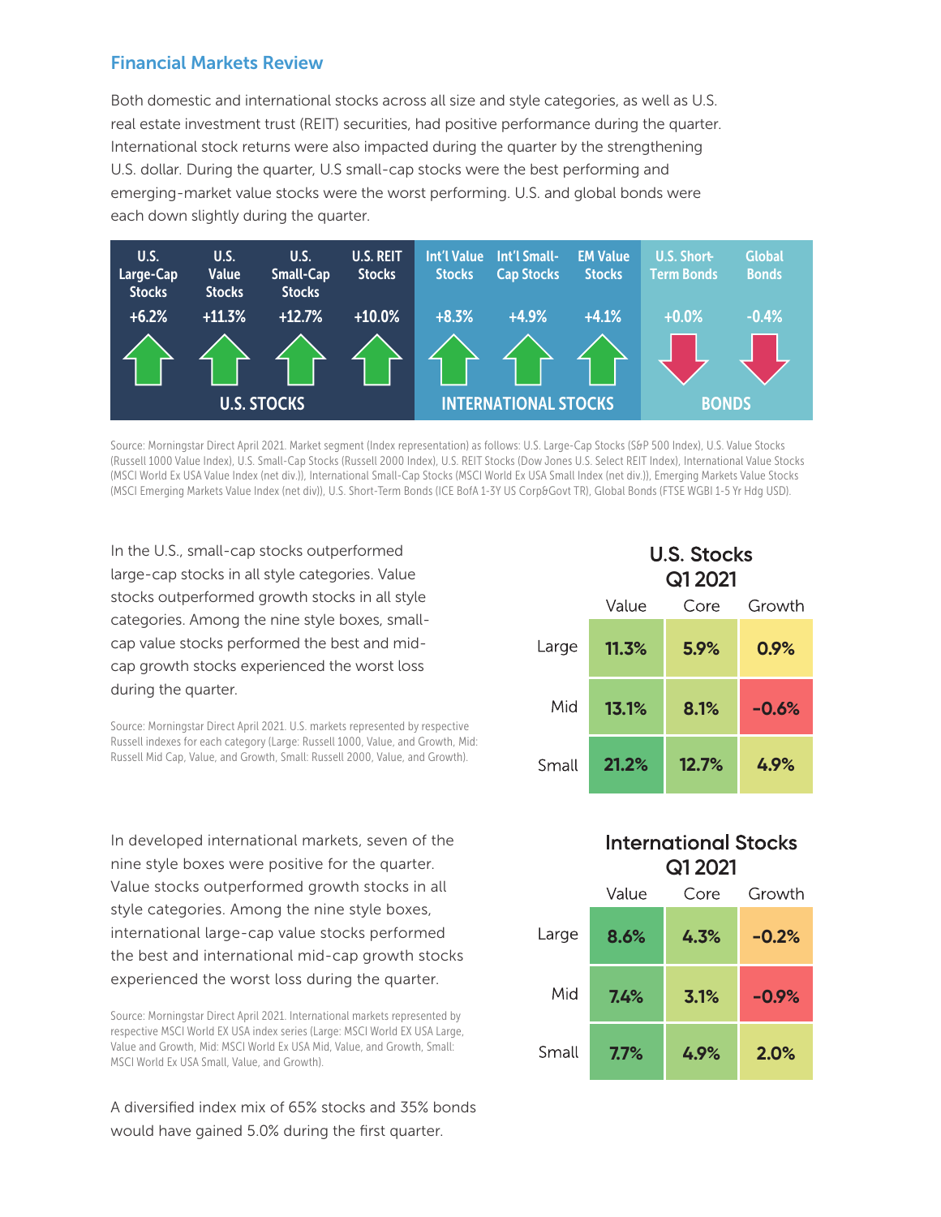## Financial Markets Review

Both domestic and international stocks across all size and style categories, as well as U.S. real estate investment trust (REIT) securities, had positive performance during the quarter. International stock returns were also impacted during the quarter by the strengthening U.S. dollar. During the quarter, U.S small-cap stocks were the best performing and emerging-market value stocks were the worst performing. U.S. and global bonds were each down slightly during the quarter.

| U.S. STOCKS | | | | INTERNATIONAL STOCKS | | | BONDS | |
|---|---|---|---|---|---|---|---|---|
| U.S. Large-Cap Stocks | U.S. Value Stocks | U.S. Small-Cap Stocks | U.S. REIT Stocks | Int'l Value Stocks | Int'l Small-Cap Stocks | EM Value Stocks | U.S. Short-Term Bonds | Global Bonds |
| +6.2% | +11.3% | +12.7% | +10.0% | +8.3% | +4.9% | +4.1% | +0.0% | -0.4% |

Source: Morningstar Direct April 2021. Market segment (Index representation) as follows: U.S. Large-Cap Stocks (S&P 500 Index), U.S. Value Stocks (Russell 1000 Value Index), U.S. Small-Cap Stocks (Russell 2000 Index), U.S. REIT Stocks (Dow Jones U.S. Select REIT Index), International Value Stocks (MSCI World Ex USA Value Index (net div.)), International Small-Cap Stocks (MSCI World Ex USA Small Index (net div.)), Emerging Markets Value Stocks (MSCI Emerging Markets Value Index (net div)), U.S. Short-Term Bonds (ICE BofA 1-3Y US Corp&Govt TR), Global Bonds (FTSE WGBI 1-5 Yr Hdg USD).

In the U.S., small-cap stocks outperformed large-cap stocks in all style categories. Value stocks outperformed growth stocks in all style categories. Among the nine style boxes, small-cap value stocks performed the best and mid-cap growth stocks experienced the worst loss during the quarter.

Source: Morningstar Direct April 2021. U.S. markets represented by respective Russell indexes for each category (Large: Russell 1000, Value, and Growth, Mid: Russell Mid Cap, Value, and Growth, Small: Russell 2000, Value, and Growth).

**U.S. Stocks Q1 2021**

| | Value | Core | Growth |
|---|---|---|---|
| Large | 11.3% | 5.9% | 0.9% |
| Mid | 13.1% | 8.1% | -0.6% |
| Small | 21.2% | 12.7% | 4.9% |

In developed international markets, seven of the nine style boxes were positive for the quarter. Value stocks outperformed growth stocks in all style categories. Among the nine style boxes, international large-cap value stocks performed the best and international mid-cap growth stocks experienced the worst loss during the quarter.

Source: Morningstar Direct April 2021. International markets represented by respective MSCI World EX USA index series (Large: MSCI World EX USA Large, Value and Growth, Mid: MSCI World Ex USA Mid, Value, and Growth, Small: MSCI World Ex USA Small, Value, and Growth).

**International Stocks Q1 2021**

| | Value | Core | Growth |
|---|---|---|---|
| Large | 8.6% | 4.3% | -0.2% |
| Mid | 7.4% | 3.1% | -0.9% |
| Small | 7.7% | 4.9% | 2.0% |

A diversified index mix of 65% stocks and 35% bonds would have gained 5.0% during the first quarter.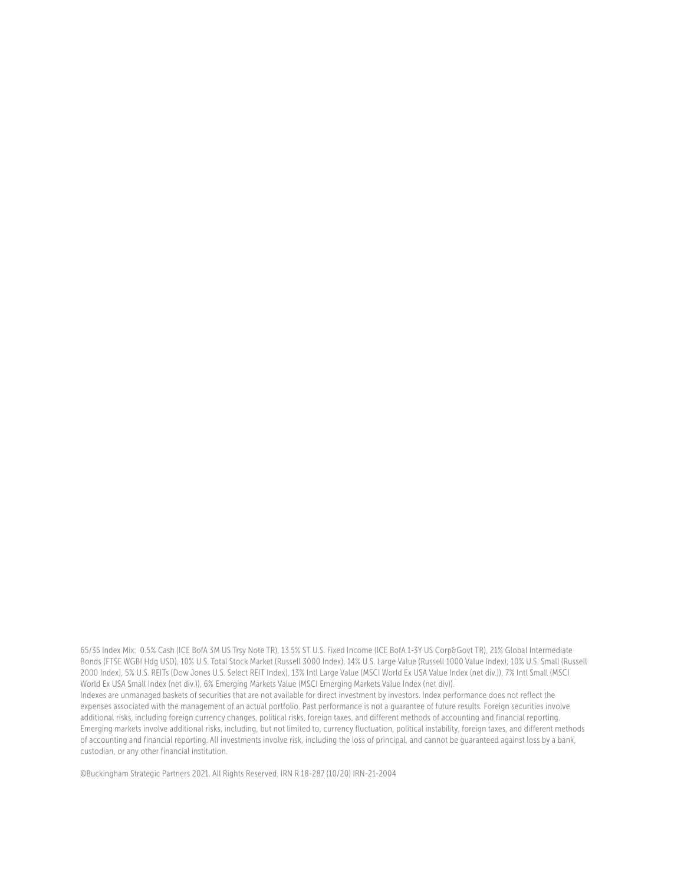65/35 Index Mix: 0.5% Cash (ICE BofA 3M US Trsy Note TR), 13.5% ST U.S. Fixed Income (ICE BofA 1-3Y US Corp&Govt TR), 21% Global Intermediate Bonds (FTSE WGBI Hdg USD), 10% U.S. Total Stock Market (Russell 3000 Index), 14% U.S. Large Value (Russell 1000 Value Index), 10% U.S. Small (Russell 2000 Index), 5% U.S. REITs (Dow Jones U.S. Select REIT Index), 13% Intl Large Value (MSCI World Ex USA Value Index (net div.)), 7% Intl Small (MSCI World Ex USA Small Index (net div.)), 6% Emerging Markets Value (MSCI Emerging Markets Value Index (net div)).

Indexes are unmanaged baskets of securities that are not available for direct investment by investors. Index performance does not reflect the expenses associated with the management of an actual portfolio. Past performance is not a guarantee of future results. Foreign securities involve additional risks, including foreign currency changes, political risks, foreign taxes, and different methods of accounting and financial reporting. Emerging markets involve additional risks, including, but not limited to, currency fluctuation, political instability, foreign taxes, and different methods of accounting and financial reporting. All investments involve risk, including the loss of principal, and cannot be guaranteed against loss by a bank, custodian, or any other financial institution.

©Buckingham Strategic Partners 2021. All Rights Reserved. IRN R 18-287 (10/20) IRN-21-2004